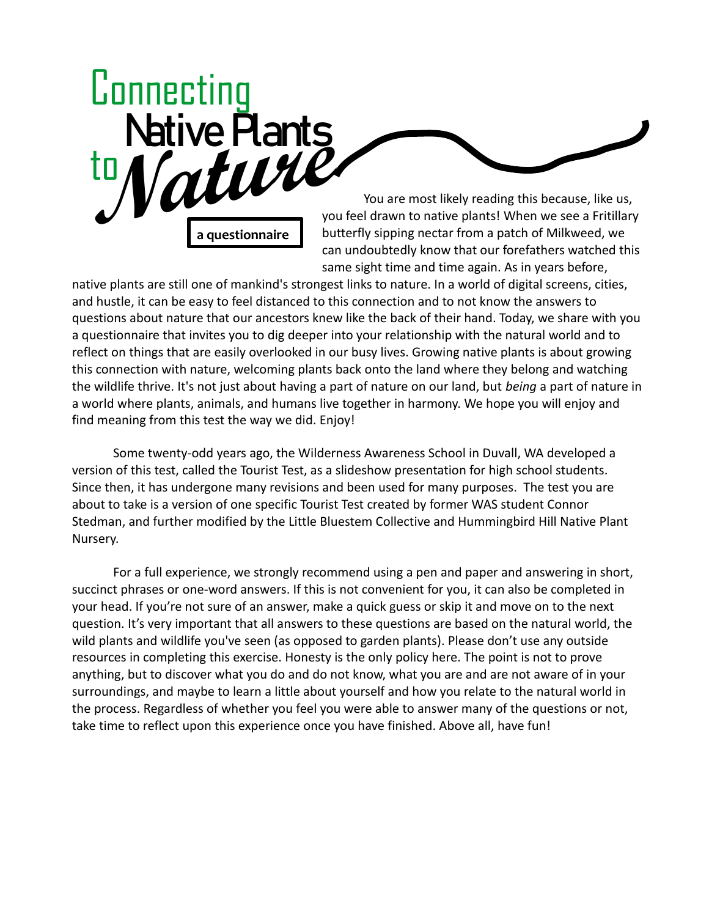# Connecting Native Plants to Nature

**a questionnaire**

You are most likely reading this because, like us, you feel drawn to native plants! When we see a Fritillary butterfly sipping nectar from a patch of Milkweed, we can undoubtedly know that our forefathers watched this same sight time and time again. As in years before, native plants are still one of mankind's strongest links to nature. In a world of digital screens, cities, and hustle, it can be easy to feel distanced to this connection and to not know the answers to questions about nature that our ancestors knew like the back of their hand. Today, we share with you a questionnaire that invites you to dig deeper into your relationship with the natural world and to reflect on things that are easily overlooked in our busy lives. Growing native plants is about growing this connection with nature, welcoming plants back onto the land where they belong and watching the wildlife thrive. It's not just about having a part of nature on our land, but *being* a part of nature in a world where plants, animals, and humans live together in harmony. We hope you will enjoy and find meaning from this test the way we did. Enjoy!

Some twenty-odd years ago, the Wilderness Awareness School in Duvall, WA developed a version of this test, called the Tourist Test, as a slideshow presentation for high school students. Since then, it has undergone many revisions and been used for many purposes. The test you are about to take is a version of one specific Tourist Test created by former WAS student Connor Stedman, and further modified by the Little Bluestem Collective and Hummingbird Hill Native Plant Nursery.

For a full experience, we strongly recommend using a pen and paper and answering in short, succinct phrases or one-word answers. If this is not convenient for you, it can also be completed in your head. If you're not sure of an answer, make a quick guess or skip it and move on to the next question. It's very important that all answers to these questions are based on the natural world, the wild plants and wildlife you've seen (as opposed to garden plants). Please don't use any outside resources in completing this exercise. Honesty is the only policy here. The point is not to prove anything, but to discover what you do and do not know, what you are and are not aware of in your surroundings, and maybe to learn a little about yourself and how you relate to the natural world in the process. Regardless of whether you feel you were able to answer many of the questions or not, take time to reflect upon this experience once you have finished. Above all, have fun!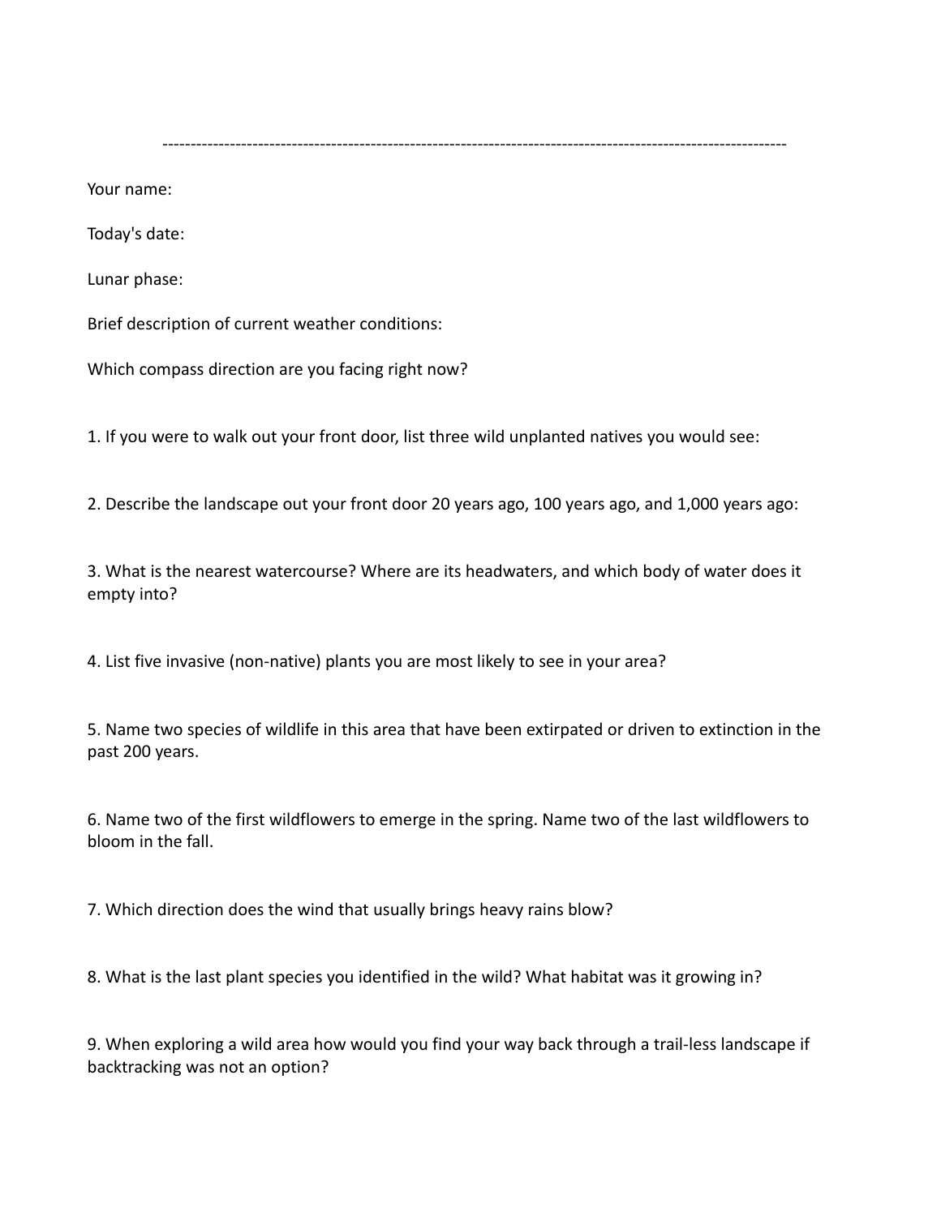---

Your name:

Today's date:

Lunar phase:

Brief description of current weather conditions:

Which compass direction are you facing right now?

1. If you were to walk out your front door, list three wild unplanted natives you would see:

2. Describe the landscape out your front door 20 years ago, 100 years ago, and 1,000 years ago:

3. What is the nearest watercourse? Where are its headwaters, and which body of water does it empty into?

4. List five invasive (non-native) plants you are most likely to see in your area?

5. Name two species of wildlife in this area that have been extirpated or driven to extinction in the past 200 years.

6. Name two of the first wildflowers to emerge in the spring. Name two of the last wildflowers to bloom in the fall.

7. Which direction does the wind that usually brings heavy rains blow?

8. What is the last plant species you identified in the wild? What habitat was it growing in?

9. When exploring a wild area how would you find your way back through a trail-less landscape if backtracking was not an option?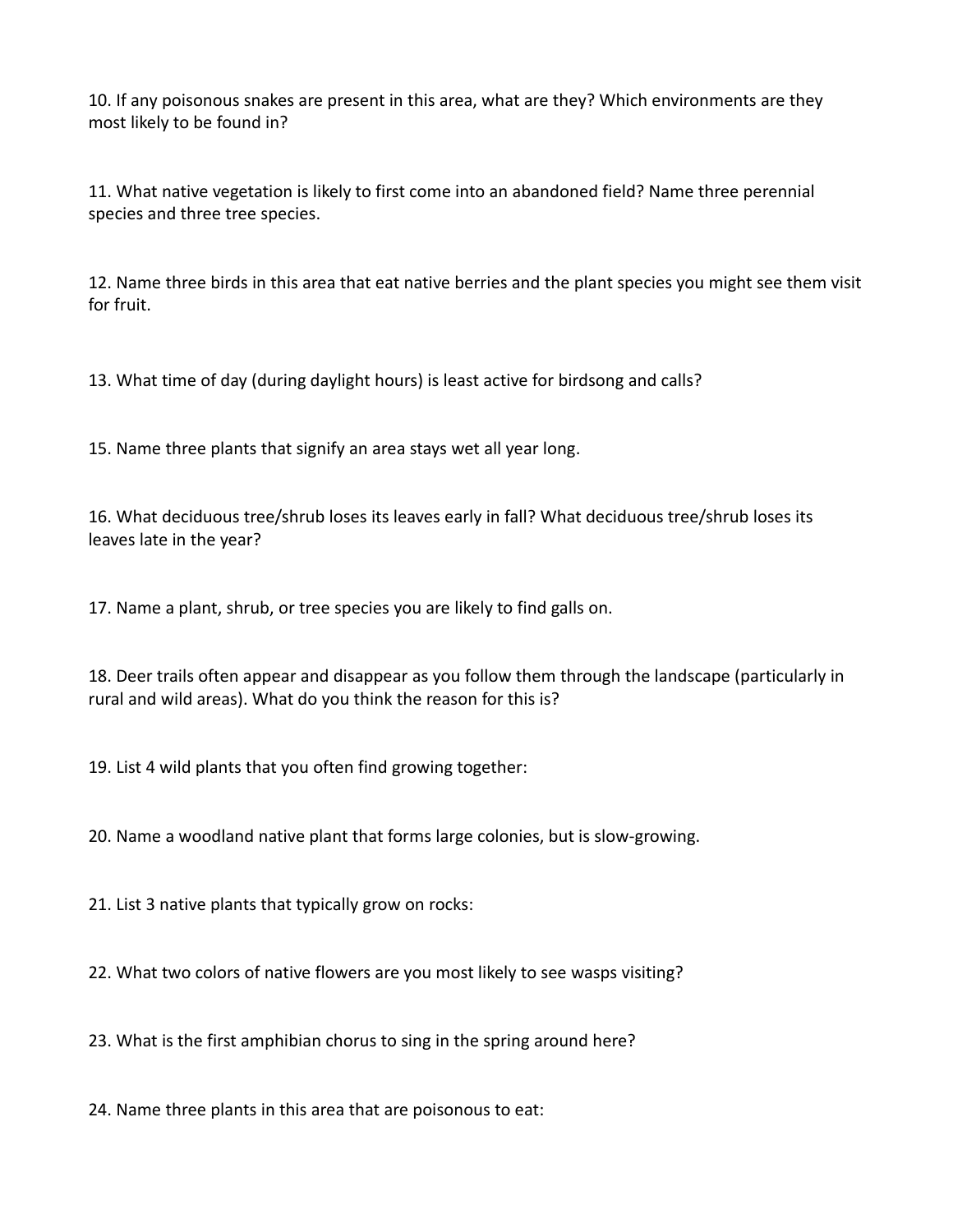10. If any poisonous snakes are present in this area, what are they? Which environments are they most likely to be found in?

11. What native vegetation is likely to first come into an abandoned field? Name three perennial species and three tree species.

12. Name three birds in this area that eat native berries and the plant species you might see them visit for fruit.

13. What time of day (during daylight hours) is least active for birdsong and calls?

15. Name three plants that signify an area stays wet all year long.

16. What deciduous tree/shrub loses its leaves early in fall? What deciduous tree/shrub loses its leaves late in the year?

17. Name a plant, shrub, or tree species you are likely to find galls on.

18. Deer trails often appear and disappear as you follow them through the landscape (particularly in rural and wild areas). What do you think the reason for this is?

19. List 4 wild plants that you often find growing together:

20. Name a woodland native plant that forms large colonies, but is slow-growing.

21. List 3 native plants that typically grow on rocks:

22. What two colors of native flowers are you most likely to see wasps visiting?

23. What is the first amphibian chorus to sing in the spring around here?

24. Name three plants in this area that are poisonous to eat: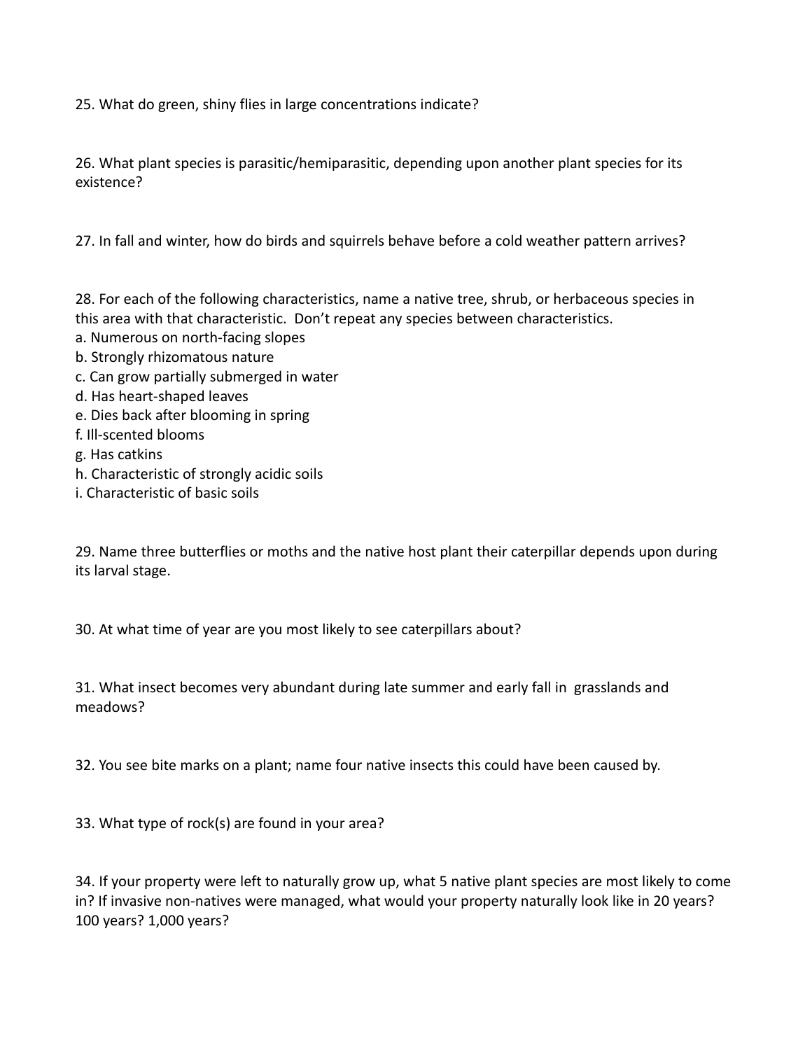25. What do green, shiny flies in large concentrations indicate?

26. What plant species is parasitic/hemiparasitic, depending upon another plant species for its existence?

27. In fall and winter, how do birds and squirrels behave before a cold weather pattern arrives?

28. For each of the following characteristics, name a native tree, shrub, or herbaceous species in this area with that characteristic. Don't repeat any species between characteristics.

a. Numerous on north-facing slopes
b. Strongly rhizomatous nature
c. Can grow partially submerged in water
d. Has heart-shaped leaves
e. Dies back after blooming in spring
f. Ill-scented blooms
g. Has catkins
h. Characteristic of strongly acidic soils
i. Characteristic of basic soils

29. Name three butterflies or moths and the native host plant their caterpillar depends upon during its larval stage.

30. At what time of year are you most likely to see caterpillars about?

31. What insect becomes very abundant during late summer and early fall in grasslands and meadows?

32. You see bite marks on a plant; name four native insects this could have been caused by.

33. What type of rock(s) are found in your area?

34. If your property were left to naturally grow up, what 5 native plant species are most likely to come in? If invasive non-natives were managed, what would your property naturally look like in 20 years? 100 years? 1,000 years?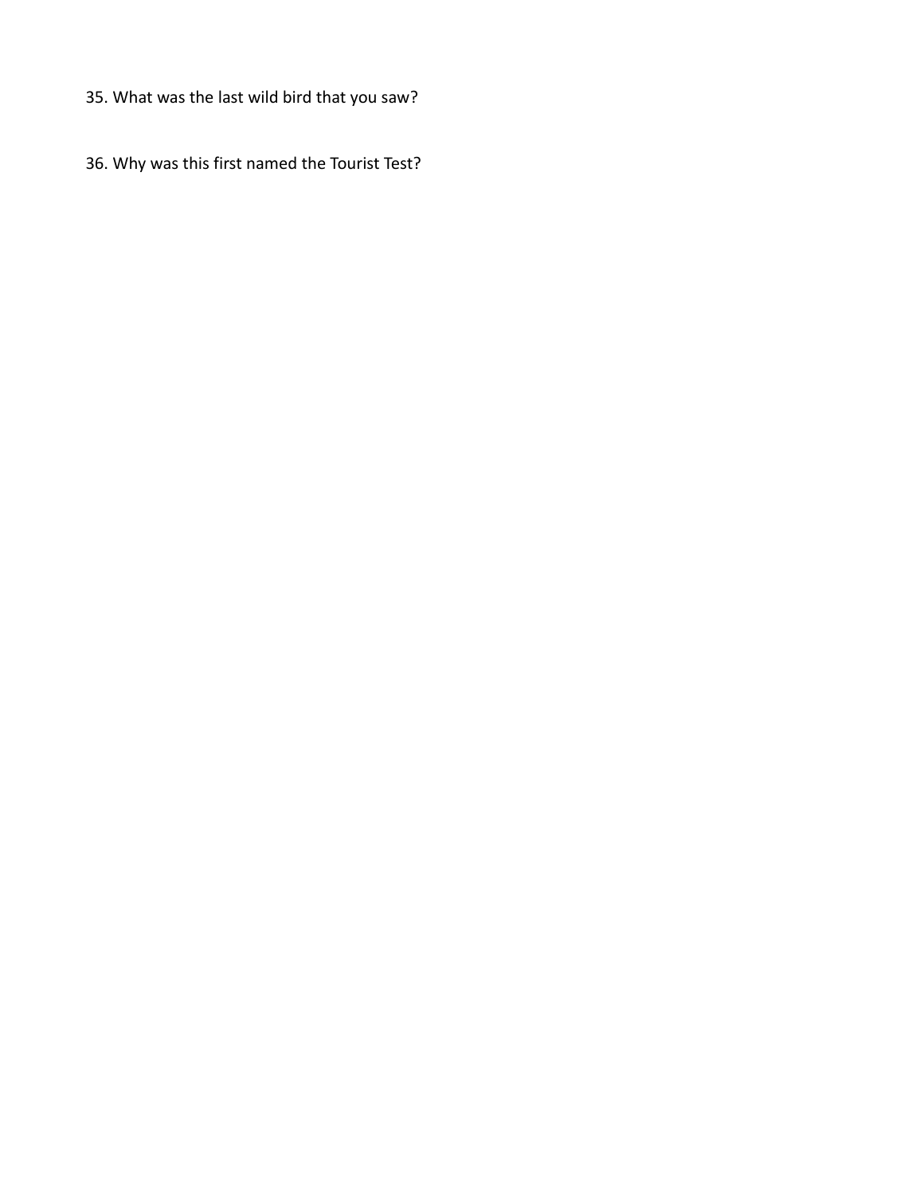35. What was the last wild bird that you saw?

36. Why was this first named the Tourist Test?